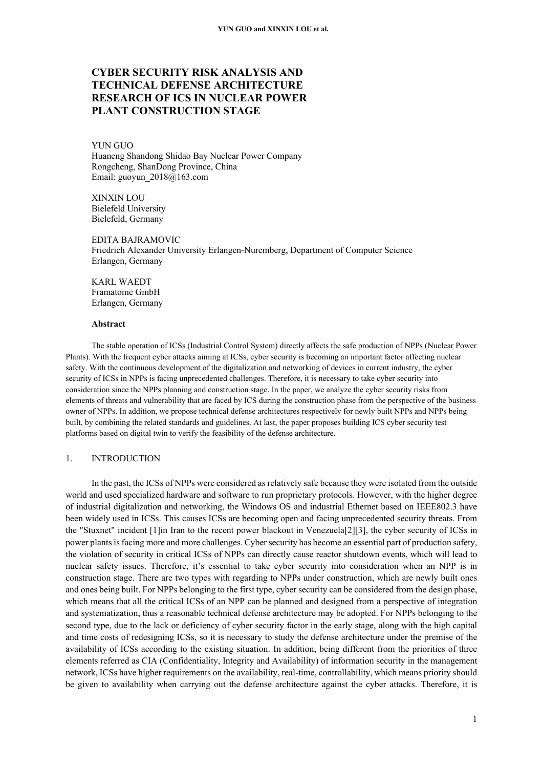# CYBER SECURITY RISK ANALYSIS AND TECHNICAL DEFENSE ARCHITECTURE RESEARCH OF ICS IN NUCLEAR POWER PLANT CONSTRUCTION STAGE

YUN GUO
Huaneng Shandong Shidao Bay Nuclear Power Company
Rongcheng, ShanDong Province, China
Email: guoyun_2018@163.com

XINXIN LOU
Bielefeld University
Bielefeld, Germany

EDITA BAJRAMOVIC
Friedrich Alexander University Erlangen-Nuremberg, Department of Computer Science
Erlangen, Germany

KARL WAEDT
Framatome GmbH
Erlangen, Germany

**Abstract**

The stable operation of ICSs (Industrial Control System) directly affects the safe production of NPPs (Nuclear Power Plants). With the frequent cyber attacks aiming at ICSs, cyber security is becoming an important factor affecting nuclear safety. With the continuous development of the digitalization and networking of devices in current industry, the cyber security of ICSs in NPPs is facing unprecedented challenges. Therefore, it is necessary to take cyber security into consideration since the NPPs planning and construction stage. In the paper, we analyze the cyber security risks from elements of threats and vulnerability that are faced by ICS during the construction phase from the perspective of the business owner of NPPs. In addition, we propose technical defense architectures respectively for newly built NPPs and NPPs being built, by combining the related standards and guidelines. At last, the paper proposes building ICS cyber security test platforms based on digital twin to verify the feasibility of the defense architecture.

## 1. INTRODUCTION

In the past, the ICSs of NPPs were considered as relatively safe because they were isolated from the outside world and used specialized hardware and software to run proprietary protocols. However, with the higher degree of industrial digitalization and networking, the Windows OS and industrial Ethernet based on IEEE802.3 have been widely used in ICSs. This causes ICSs are becoming open and facing unprecedented security threats. From the "Stuxnet" incident [1]in Iran to the recent power blackout in Venezuela[2][3], the cyber security of ICSs in power plants is facing more and more challenges. Cyber security has become an essential part of production safety, the violation of security in critical ICSs of NPPs can directly cause reactor shutdown events, which will lead to nuclear safety issues. Therefore, it's essential to take cyber security into consideration when an NPP is in construction stage. There are two types with regarding to NPPs under construction, which are newly built ones and ones being built. For NPPs belonging to the first type, cyber security can be considered from the design phase, which means that all the critical ICSs of an NPP can be planned and designed from a perspective of integration and systematization, thus a reasonable technical defense architecture may be adopted. For NPPs belonging to the second type, due to the lack or deficiency of cyber security factor in the early stage, along with the high capital and time costs of redesigning ICSs, so it is necessary to study the defense architecture under the premise of the availability of ICSs according to the existing situation. In addition, being different from the priorities of three elements referred as CIA (Confidentiality, Integrity and Availability) of information security in the management network, ICSs have higher requirements on the availability, real-time, controllability, which means priority should be given to availability when carrying out the defense architecture against the cyber attacks. Therefore, it is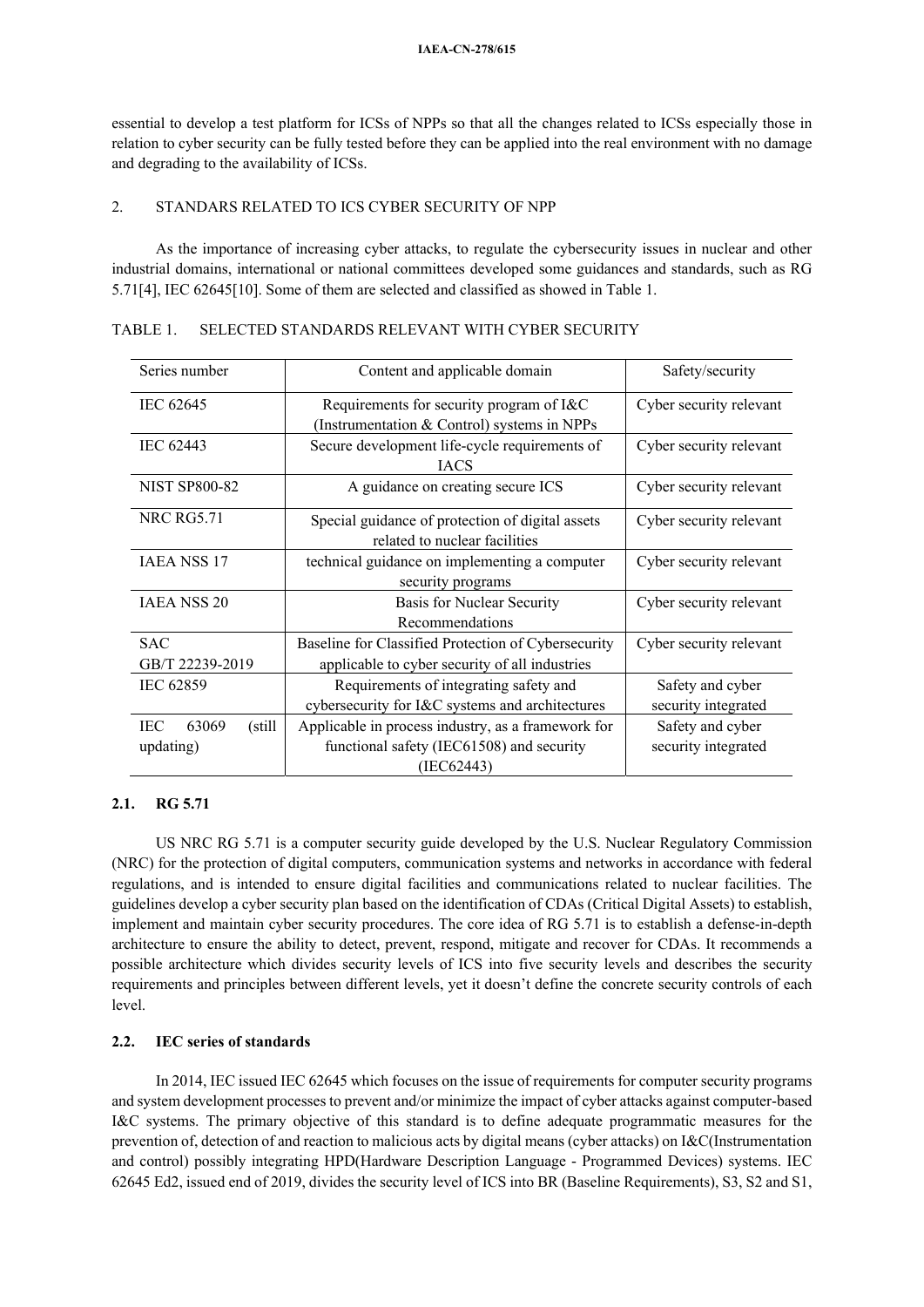essential to develop a test platform for ICSs of NPPs so that all the changes related to ICSs especially those in relation to cyber security can be fully tested before they can be applied into the real environment with no damage and degrading to the availability of ICSs.

## 2. STANDARS RELATED TO ICS CYBER SECURITY OF NPP

As the importance of increasing cyber attacks, to regulate the cybersecurity issues in nuclear and other industrial domains, international or national committees developed some guidances and standards, such as RG 5.71[4], IEC 62645[10]. Some of them are selected and classified as showed in Table 1.

TABLE 1. SELECTED STANDARDS RELEVANT WITH CYBER SECURITY

| Series number | Content and applicable domain | Safety/security |
|---|---|---|
| IEC 62645 | Requirements for security program of I&C (Instrumentation & Control) systems in NPPs | Cyber security relevant |
| IEC 62443 | Secure development life-cycle requirements of IACS | Cyber security relevant |
| NIST SP800-82 | A guidance on creating secure ICS | Cyber security relevant |
| NRC RG5.71 | Special guidance of protection of digital assets related to nuclear facilities | Cyber security relevant |
| IAEA NSS 17 | technical guidance on implementing a computer security programs | Cyber security relevant |
| IAEA NSS 20 | Basis for Nuclear Security Recommendations | Cyber security relevant |
| SAC GB/T 22239-2019 | Baseline for Classified Protection of Cybersecurity applicable to cyber security of all industries | Cyber security relevant |
| IEC 62859 | Requirements of integrating safety and cybersecurity for I&C systems and architectures | Safety and cyber security integrated |
| IEC 63069 (still updating) | Applicable in process industry, as a framework for functional safety (IEC61508) and security (IEC62443) | Safety and cyber security integrated |

### 2.1. RG 5.71

US NRC RG 5.71 is a computer security guide developed by the U.S. Nuclear Regulatory Commission (NRC) for the protection of digital computers, communication systems and networks in accordance with federal regulations, and is intended to ensure digital facilities and communications related to nuclear facilities. The guidelines develop a cyber security plan based on the identification of CDAs (Critical Digital Assets) to establish, implement and maintain cyber security procedures. The core idea of RG 5.71 is to establish a defense-in-depth architecture to ensure the ability to detect, prevent, respond, mitigate and recover for CDAs. It recommends a possible architecture which divides security levels of ICS into five security levels and describes the security requirements and principles between different levels, yet it doesn't define the concrete security controls of each level.

### 2.2. IEC series of standards

In 2014, IEC issued IEC 62645 which focuses on the issue of requirements for computer security programs and system development processes to prevent and/or minimize the impact of cyber attacks against computer-based I&C systems. The primary objective of this standard is to define adequate programmatic measures for the prevention of, detection of and reaction to malicious acts by digital means (cyber attacks) on I&C(Instrumentation and control) possibly integrating HPD(Hardware Description Language - Programmed Devices) systems. IEC 62645 Ed2, issued end of 2019, divides the security level of ICS into BR (Baseline Requirements), S3, S2 and S1,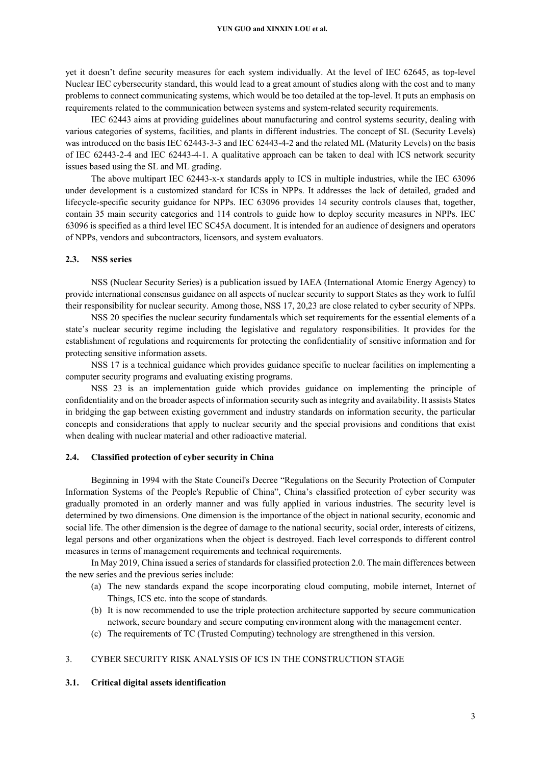yet it doesn't define security measures for each system individually. At the level of IEC 62645, as top-level Nuclear IEC cybersecurity standard, this would lead to a great amount of studies along with the cost and to many problems to connect communicating systems, which would be too detailed at the top-level. It puts an emphasis on requirements related to the communication between systems and system-related security requirements.

IEC 62443 aims at providing guidelines about manufacturing and control systems security, dealing with various categories of systems, facilities, and plants in different industries. The concept of SL (Security Levels) was introduced on the basis IEC 62443-3-3 and IEC 62443-4-2 and the related ML (Maturity Levels) on the basis of IEC 62443-2-4 and IEC 62443-4-1. A qualitative approach can be taken to deal with ICS network security issues based using the SL and ML grading.

The above multipart IEC 62443-x-x standards apply to ICS in multiple industries, while the IEC 63096 under development is a customized standard for ICSs in NPPs. It addresses the lack of detailed, graded and lifecycle-specific security guidance for NPPs. IEC 63096 provides 14 security controls clauses that, together, contain 35 main security categories and 114 controls to guide how to deploy security measures in NPPs. IEC 63096 is specified as a third level IEC SC45A document. It is intended for an audience of designers and operators of NPPs, vendors and subcontractors, licensors, and system evaluators.

### 2.3. NSS series

NSS (Nuclear Security Series) is a publication issued by IAEA (International Atomic Energy Agency) to provide international consensus guidance on all aspects of nuclear security to support States as they work to fulfil their responsibility for nuclear security. Among those, NSS 17, 20,23 are close related to cyber security of NPPs.

NSS 20 specifies the nuclear security fundamentals which set requirements for the essential elements of a state's nuclear security regime including the legislative and regulatory responsibilities. It provides for the establishment of regulations and requirements for protecting the confidentiality of sensitive information and for protecting sensitive information assets.

NSS 17 is a technical guidance which provides guidance specific to nuclear facilities on implementing a computer security programs and evaluating existing programs.

NSS 23 is an implementation guide which provides guidance on implementing the principle of confidentiality and on the broader aspects of information security such as integrity and availability. It assists States in bridging the gap between existing government and industry standards on information security, the particular concepts and considerations that apply to nuclear security and the special provisions and conditions that exist when dealing with nuclear material and other radioactive material.

### 2.4. Classified protection of cyber security in China

Beginning in 1994 with the State Council's Decree "Regulations on the Security Protection of Computer Information Systems of the People's Republic of China", China's classified protection of cyber security was gradually promoted in an orderly manner and was fully applied in various industries. The security level is determined by two dimensions. One dimension is the importance of the object in national security, economic and social life. The other dimension is the degree of damage to the national security, social order, interests of citizens, legal persons and other organizations when the object is destroyed. Each level corresponds to different control measures in terms of management requirements and technical requirements.

In May 2019, China issued a series of standards for classified protection 2.0. The main differences between the new series and the previous series include:

- (a) The new standards expand the scope incorporating cloud computing, mobile internet, Internet of Things, ICS etc. into the scope of standards.
- (b) It is now recommended to use the triple protection architecture supported by secure communication network, secure boundary and secure computing environment along with the management center.
- (c) The requirements of TC (Trusted Computing) technology are strengthened in this version.

## 3. CYBER SECURITY RISK ANALYSIS OF ICS IN THE CONSTRUCTION STAGE

### 3.1. Critical digital assets identification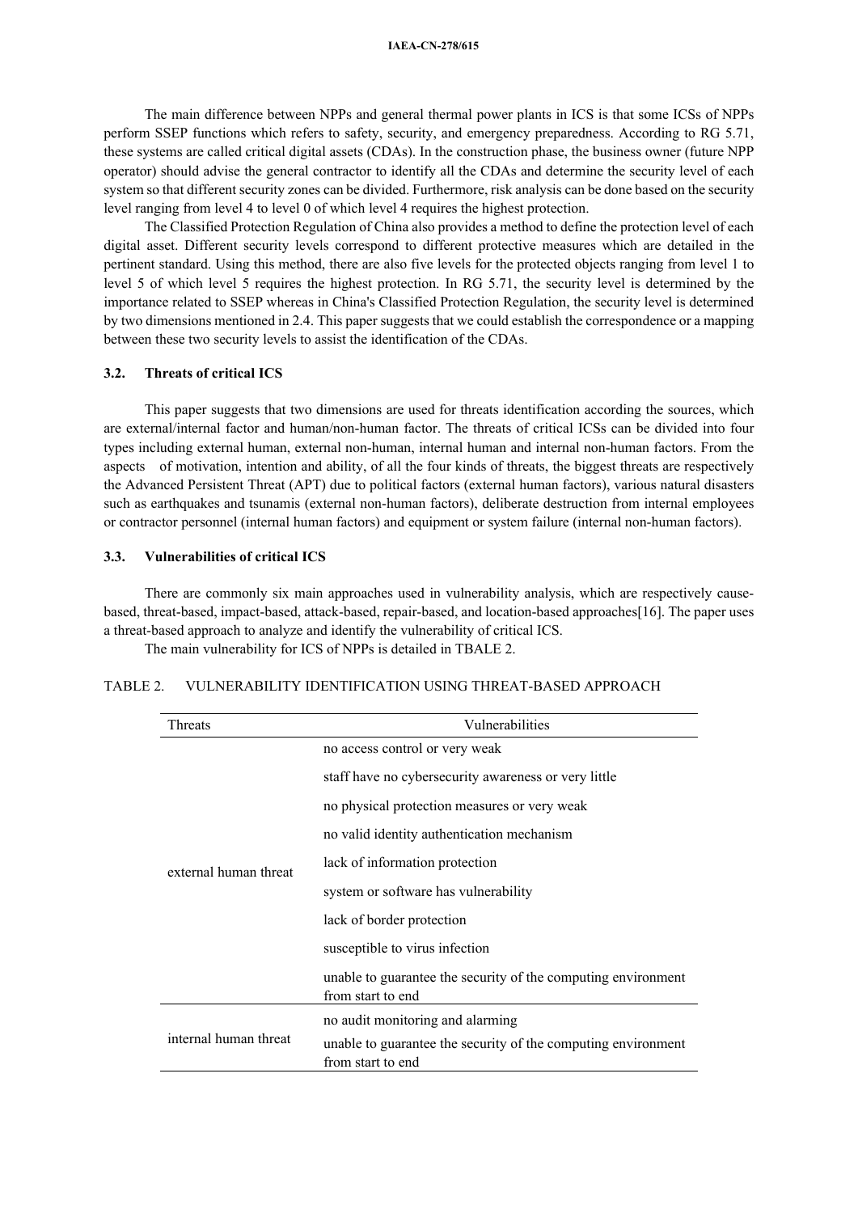The main difference between NPPs and general thermal power plants in ICS is that some ICSs of NPPs perform SSEP functions which refers to safety, security, and emergency preparedness. According to RG 5.71, these systems are called critical digital assets (CDAs). In the construction phase, the business owner (future NPP operator) should advise the general contractor to identify all the CDAs and determine the security level of each system so that different security zones can be divided. Furthermore, risk analysis can be done based on the security level ranging from level 4 to level 0 of which level 4 requires the highest protection.

The Classified Protection Regulation of China also provides a method to define the protection level of each digital asset. Different security levels correspond to different protective measures which are detailed in the pertinent standard. Using this method, there are also five levels for the protected objects ranging from level 1 to level 5 of which level 5 requires the highest protection. In RG 5.71, the security level is determined by the importance related to SSEP whereas in China's Classified Protection Regulation, the security level is determined by two dimensions mentioned in 2.4. This paper suggests that we could establish the correspondence or a mapping between these two security levels to assist the identification of the CDAs.

### 3.2. Threats of critical ICS

This paper suggests that two dimensions are used for threats identification according the sources, which are external/internal factor and human/non-human factor. The threats of critical ICSs can be divided into four types including external human, external non-human, internal human and internal non-human factors. From the aspects of motivation, intention and ability, of all the four kinds of threats, the biggest threats are respectively the Advanced Persistent Threat (APT) due to political factors (external human factors), various natural disasters such as earthquakes and tsunamis (external non-human factors), deliberate destruction from internal employees or contractor personnel (internal human factors) and equipment or system failure (internal non-human factors).

### 3.3. Vulnerabilities of critical ICS

There are commonly six main approaches used in vulnerability analysis, which are respectively cause-based, threat-based, impact-based, attack-based, repair-based, and location-based approaches[16]. The paper uses a threat-based approach to analyze and identify the vulnerability of critical ICS.

The main vulnerability for ICS of NPPs is detailed in TBALE 2.

TABLE 2. VULNERABILITY IDENTIFICATION USING THREAT-BASED APPROACH

| Threats | Vulnerabilities |
| --- | --- |
| external human threat | no access control or very weak |
| | staff have no cybersecurity awareness or very little |
| | no physical protection measures or very weak |
| | no valid identity authentication mechanism |
| | lack of information protection |
| | system or software has vulnerability |
| | lack of border protection |
| | susceptible to virus infection |
| | unable to guarantee the security of the computing environment from start to end |
| internal human threat | no audit monitoring and alarming |
| | unable to guarantee the security of the computing environment from start to end |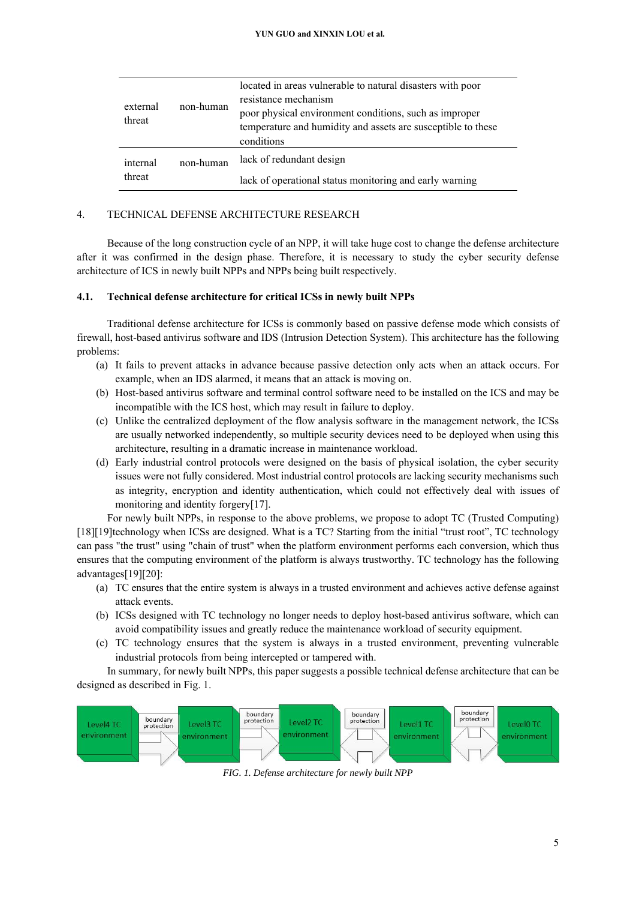| | | |
|---|---|---|
| external threat | non-human | located in areas vulnerable to natural disasters with poor resistance mechanism<br>poor physical environment conditions, such as improper temperature and humidity and assets are susceptible to these conditions |
| internal threat | non-human | lack of redundant design<br>lack of operational status monitoring and early warning |

## 4. TECHNICAL DEFENSE ARCHITECTURE RESEARCH

Because of the long construction cycle of an NPP, it will take huge cost to change the defense architecture after it was confirmed in the design phase. Therefore, it is necessary to study the cyber security defense architecture of ICS in newly built NPPs and NPPs being built respectively.

### 4.1. Technical defense architecture for critical ICSs in newly built NPPs

Traditional defense architecture for ICSs is commonly based on passive defense mode which consists of firewall, host-based antivirus software and IDS (Intrusion Detection System). This architecture has the following problems:

(a) It fails to prevent attacks in advance because passive detection only acts when an attack occurs. For example, when an IDS alarmed, it means that an attack is moving on.

(b) Host-based antivirus software and terminal control software need to be installed on the ICS and may be incompatible with the ICS host, which may result in failure to deploy.

(c) Unlike the centralized deployment of the flow analysis software in the management network, the ICSs are usually networked independently, so multiple security devices need to be deployed when using this architecture, resulting in a dramatic increase in maintenance workload.

(d) Early industrial control protocols were designed on the basis of physical isolation, the cyber security issues were not fully considered. Most industrial control protocols are lacking security mechanisms such as integrity, encryption and identity authentication, which could not effectively deal with issues of monitoring and identity forgery[17].

For newly built NPPs, in response to the above problems, we propose to adopt TC (Trusted Computing) [18][19]technology when ICSs are designed. What is a TC? Starting from the initial "trust root", TC technology can pass "the trust" using "chain of trust" when the platform environment performs each conversion, which thus ensures that the computing environment of the platform is always trustworthy. TC technology has the following advantages[19][20]:

(a) TC ensures that the entire system is always in a trusted environment and achieves active defense against attack events.

(b) ICSs designed with TC technology no longer needs to deploy host-based antivirus software, which can avoid compatibility issues and greatly reduce the maintenance workload of security equipment.

(c) TC technology ensures that the system is always in a trusted environment, preventing vulnerable industrial protocols from being intercepted or tampered with.

In summary, for newly built NPPs, this paper suggests a possible technical defense architecture that can be designed as described in Fig. 1.

Level4 TC environment | boundary protection | Level3 TC environment | boundary protection | Level2 TC environment | boundary protection | Level1 TC environment | boundary protection | Level0 TC environment

*FIG. 1. Defense architecture for newly built NPP*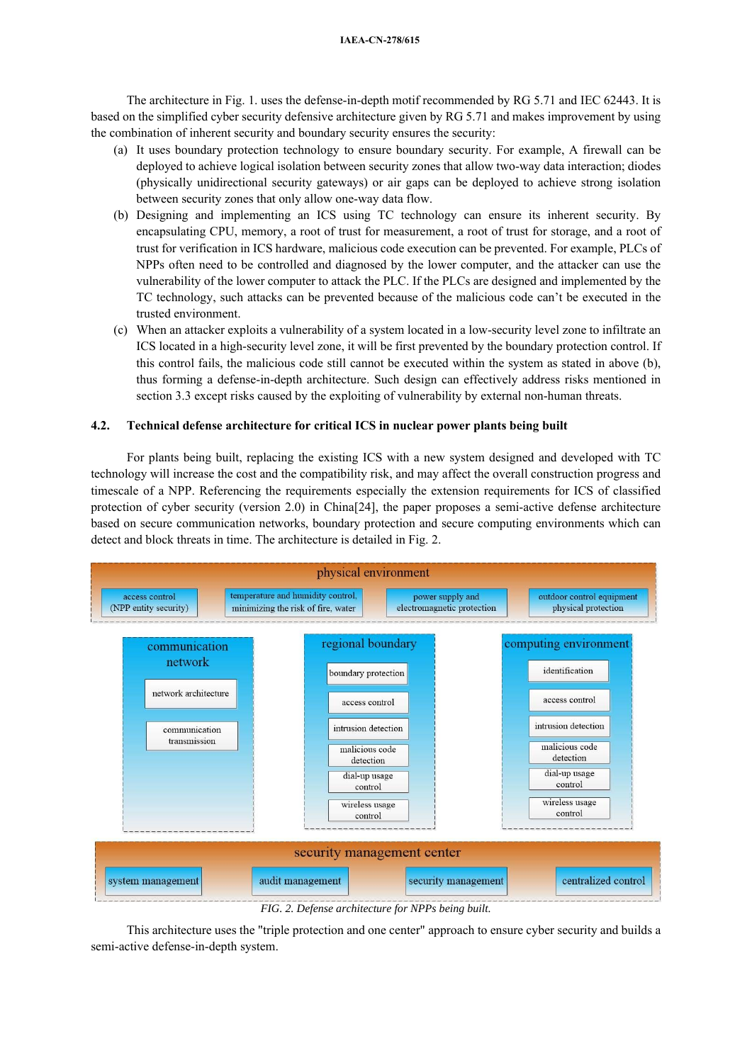The architecture in Fig. 1. uses the defense-in-depth motif recommended by RG 5.71 and IEC 62443. It is based on the simplified cyber security defensive architecture given by RG 5.71 and makes improvement by using the combination of inherent security and boundary security ensures the security:

(a) It uses boundary protection technology to ensure boundary security. For example, A firewall can be deployed to achieve logical isolation between security zones that allow two-way data interaction; diodes (physically unidirectional security gateways) or air gaps can be deployed to achieve strong isolation between security zones that only allow one-way data flow.

(b) Designing and implementing an ICS using TC technology can ensure its inherent security. By encapsulating CPU, memory, a root of trust for measurement, a root of trust for storage, and a root of trust for verification in ICS hardware, malicious code execution can be prevented. For example, PLCs of NPPs often need to be controlled and diagnosed by the lower computer, and the attacker can use the vulnerability of the lower computer to attack the PLC. If the PLCs are designed and implemented by the TC technology, such attacks can be prevented because of the malicious code can't be executed in the trusted environment.

(c) When an attacker exploits a vulnerability of a system located in a low-security level zone to infiltrate an ICS located in a high-security level zone, it will be first prevented by the boundary protection control. If this control fails, the malicious code still cannot be executed within the system as stated in above (b), thus forming a defense-in-depth architecture. Such design can effectively address risks mentioned in section 3.3 except risks caused by the exploiting of vulnerability by external non-human threats.

## 4.2. Technical defense architecture for critical ICS in nuclear power plants being built

For plants being built, replacing the existing ICS with a new system designed and developed with TC technology will increase the cost and the compatibility risk, and may affect the overall construction progress and timescale of a NPP. Referencing the requirements especially the extension requirements for ICS of classified protection of cyber security (version 2.0) in China[24], the paper proposes a semi-active defense architecture based on secure communication networks, boundary protection and secure computing environments which can detect and block threats in time. The architecture is detailed in Fig. 2.

physical environment: access control (NPP entity security); temperature and humidity control, minimizing the risk of fire, water; power supply and electromagnetic protection; outdoor control equipment physical protection

communication network: network architecture; communication transmission

regional boundary: boundary protection; access control; intrusion detection; malicious code detection; dial-up usage control; wireless usage control

computing environment: identification; access control; intrusion detection; malicious code detection; dial-up usage control; wireless usage control

security management center: system management; audit management; security management; centralized control

*FIG. 2. Defense architecture for NPPs being built.*

This architecture uses the "triple protection and one center" approach to ensure cyber security and builds a semi-active defense-in-depth system.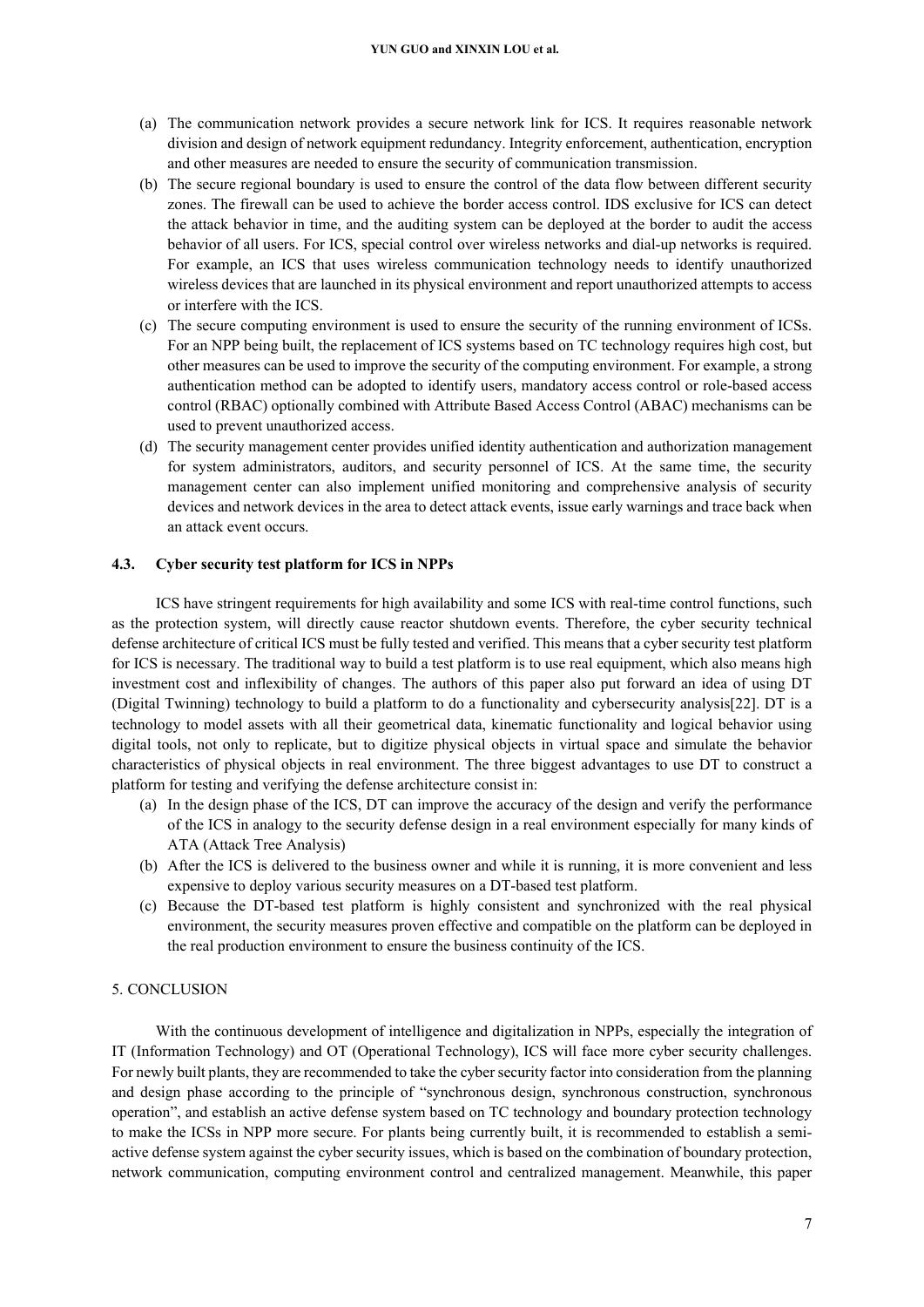(a) The communication network provides a secure network link for ICS. It requires reasonable network division and design of network equipment redundancy. Integrity enforcement, authentication, encryption and other measures are needed to ensure the security of communication transmission.

(b) The secure regional boundary is used to ensure the control of the data flow between different security zones. The firewall can be used to achieve the border access control. IDS exclusive for ICS can detect the attack behavior in time, and the auditing system can be deployed at the border to audit the access behavior of all users. For ICS, special control over wireless networks and dial-up networks is required. For example, an ICS that uses wireless communication technology needs to identify unauthorized wireless devices that are launched in its physical environment and report unauthorized attempts to access or interfere with the ICS.

(c) The secure computing environment is used to ensure the security of the running environment of ICSs. For an NPP being built, the replacement of ICS systems based on TC technology requires high cost, but other measures can be used to improve the security of the computing environment. For example, a strong authentication method can be adopted to identify users, mandatory access control or role-based access control (RBAC) optionally combined with Attribute Based Access Control (ABAC) mechanisms can be used to prevent unauthorized access.

(d) The security management center provides unified identity authentication and authorization management for system administrators, auditors, and security personnel of ICS. At the same time, the security management center can also implement unified monitoring and comprehensive analysis of security devices and network devices in the area to detect attack events, issue early warnings and trace back when an attack event occurs.

### 4.3. Cyber security test platform for ICS in NPPs

ICS have stringent requirements for high availability and some ICS with real-time control functions, such as the protection system, will directly cause reactor shutdown events. Therefore, the cyber security technical defense architecture of critical ICS must be fully tested and verified. This means that a cyber security test platform for ICS is necessary. The traditional way to build a test platform is to use real equipment, which also means high investment cost and inflexibility of changes. The authors of this paper also put forward an idea of using DT (Digital Twinning) technology to build a platform to do a functionality and cybersecurity analysis[22]. DT is a technology to model assets with all their geometrical data, kinematic functionality and logical behavior using digital tools, not only to replicate, but to digitize physical objects in virtual space and simulate the behavior characteristics of physical objects in real environment. The three biggest advantages to use DT to construct a platform for testing and verifying the defense architecture consist in:

(a) In the design phase of the ICS, DT can improve the accuracy of the design and verify the performance of the ICS in analogy to the security defense design in a real environment especially for many kinds of ATA (Attack Tree Analysis)

(b) After the ICS is delivered to the business owner and while it is running, it is more convenient and less expensive to deploy various security measures on a DT-based test platform.

(c) Because the DT-based test platform is highly consistent and synchronized with the real physical environment, the security measures proven effective and compatible on the platform can be deployed in the real production environment to ensure the business continuity of the ICS.

## 5. CONCLUSION

With the continuous development of intelligence and digitalization in NPPs, especially the integration of IT (Information Technology) and OT (Operational Technology), ICS will face more cyber security challenges. For newly built plants, they are recommended to take the cyber security factor into consideration from the planning and design phase according to the principle of "synchronous design, synchronous construction, synchronous operation", and establish an active defense system based on TC technology and boundary protection technology to make the ICSs in NPP more secure. For plants being currently built, it is recommended to establish a semi-active defense system against the cyber security issues, which is based on the combination of boundary protection, network communication, computing environment control and centralized management. Meanwhile, this paper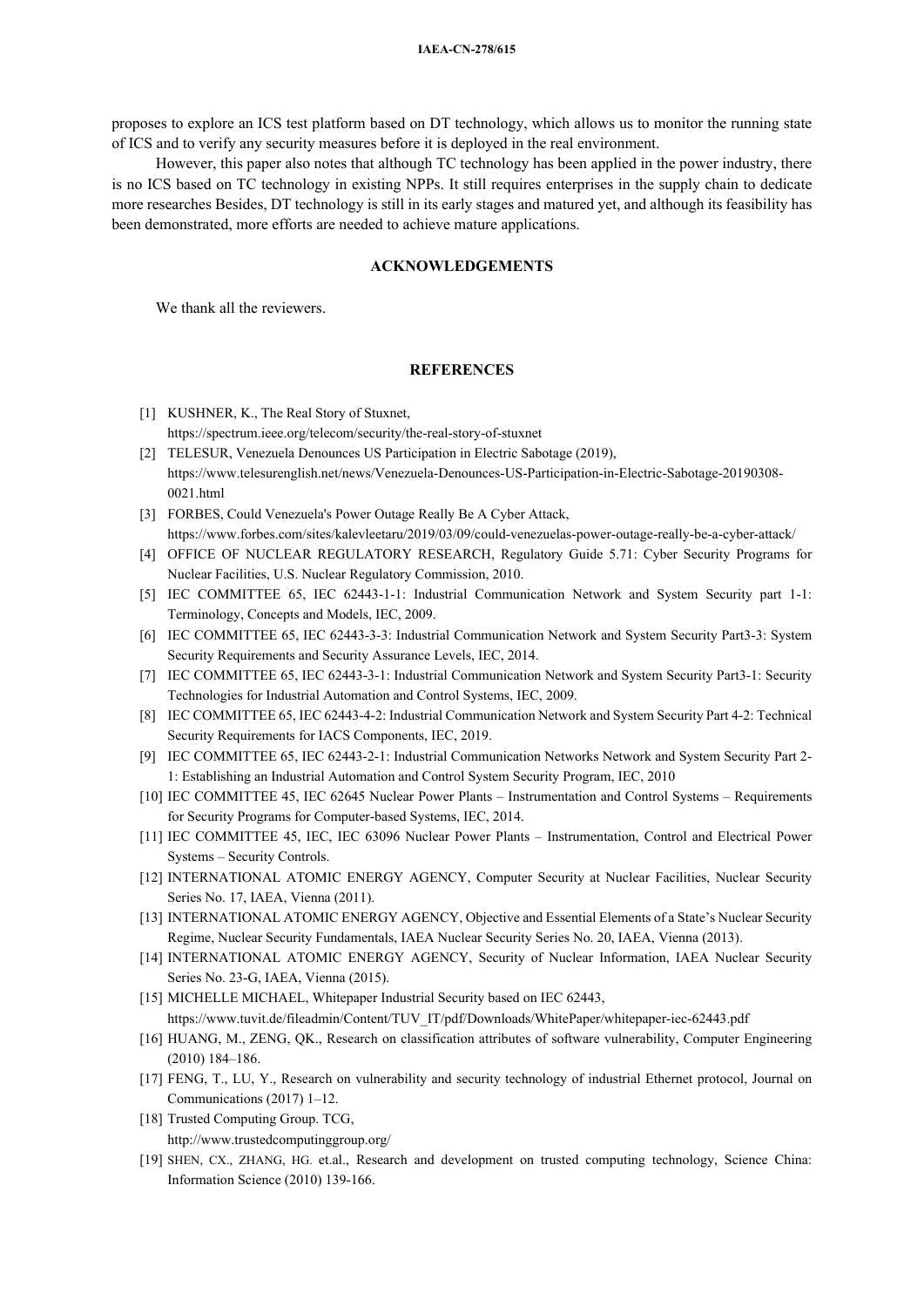proposes to explore an ICS test platform based on DT technology, which allows us to monitor the running state of ICS and to verify any security measures before it is deployed in the real environment.

However, this paper also notes that although TC technology has been applied in the power industry, there is no ICS based on TC technology in existing NPPs. It still requires enterprises in the supply chain to dedicate more researches Besides, DT technology is still in its early stages and matured yet, and although its feasibility has been demonstrated, more efforts are needed to achieve mature applications.

## ACKNOWLEDGEMENTS

We thank all the reviewers.

## REFERENCES

[1] KUSHNER, K., The Real Story of Stuxnet, https://spectrum.ieee.org/telecom/security/the-real-story-of-stuxnet

[2] TELESUR, Venezuela Denounces US Participation in Electric Sabotage (2019), https://www.telesurenglish.net/news/Venezuela-Denounces-US-Participation-in-Electric-Sabotage-20190308-0021.html

[3] FORBES, Could Venezuela's Power Outage Really Be A Cyber Attack, https://www.forbes.com/sites/kalevleetaru/2019/03/09/could-venezuelas-power-outage-really-be-a-cyber-attack/

[4] OFFICE OF NUCLEAR REGULATORY RESEARCH, Regulatory Guide 5.71: Cyber Security Programs for Nuclear Facilities, U.S. Nuclear Regulatory Commission, 2010.

[5] IEC COMMITTEE 65, IEC 62443-1-1: Industrial Communication Network and System Security part 1-1: Terminology, Concepts and Models, IEC, 2009.

[6] IEC COMMITTEE 65, IEC 62443-3-3: Industrial Communication Network and System Security Part3-3: System Security Requirements and Security Assurance Levels, IEC, 2014.

[7] IEC COMMITTEE 65, IEC 62443-3-1: Industrial Communication Network and System Security Part3-1: Security Technologies for Industrial Automation and Control Systems, IEC, 2009.

[8] IEC COMMITTEE 65, IEC 62443-4-2: Industrial Communication Network and System Security Part 4-2: Technical Security Requirements for IACS Components, IEC, 2019.

[9] IEC COMMITTEE 65, IEC 62443-2-1: Industrial Communication Networks Network and System Security Part 2-1: Establishing an Industrial Automation and Control System Security Program, IEC, 2010

[10] IEC COMMITTEE 45, IEC 62645 Nuclear Power Plants – Instrumentation and Control Systems – Requirements for Security Programs for Computer-based Systems, IEC, 2014.

[11] IEC COMMITTEE 45, IEC, IEC 63096 Nuclear Power Plants – Instrumentation, Control and Electrical Power Systems – Security Controls.

[12] INTERNATIONAL ATOMIC ENERGY AGENCY, Computer Security at Nuclear Facilities, Nuclear Security Series No. 17, IAEA, Vienna (2011).

[13] INTERNATIONAL ATOMIC ENERGY AGENCY, Objective and Essential Elements of a State's Nuclear Security Regime, Nuclear Security Fundamentals, IAEA Nuclear Security Series No. 20, IAEA, Vienna (2013).

[14] INTERNATIONAL ATOMIC ENERGY AGENCY, Security of Nuclear Information, IAEA Nuclear Security Series No. 23-G, IAEA, Vienna (2015).

[15] MICHELLE MICHAEL, Whitepaper Industrial Security based on IEC 62443, https://www.tuvit.de/fileadmin/Content/TUV_IT/pdf/Downloads/WhitePaper/whitepaper-iec-62443.pdf

[16] HUANG, M., ZENG, QK., Research on classification attributes of software vulnerability, Computer Engineering (2010) 184–186.

[17] FENG, T., LU, Y., Research on vulnerability and security technology of industrial Ethernet protocol, Journal on Communications (2017) 1–12.

[18] Trusted Computing Group. TCG, http://www.trustedcomputinggroup.org/

[19] SHEN, CX., ZHANG, HG. et.al., Research and development on trusted computing technology, Science China: Information Science (2010) 139-166.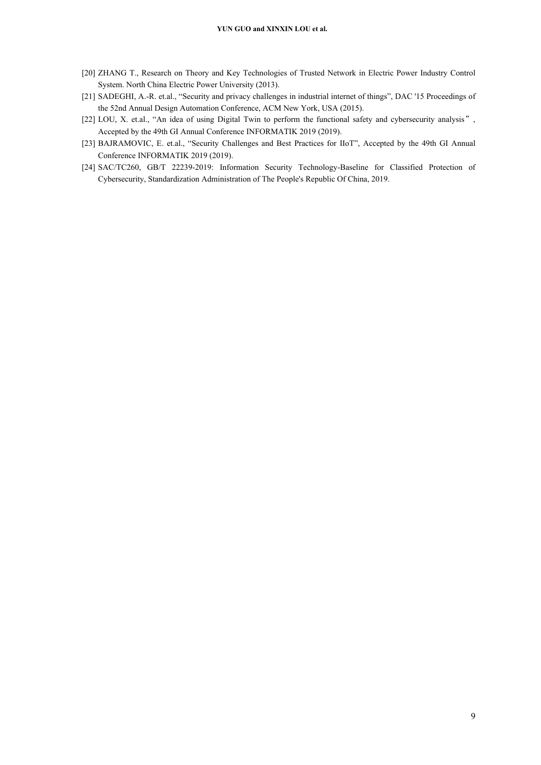[20] ZHANG T., Research on Theory and Key Technologies of Trusted Network in Electric Power Industry Control System. North China Electric Power University (2013).

[21] SADEGHI, A.-R. et.al., "Security and privacy challenges in industrial internet of things", DAC '15 Proceedings of the 52nd Annual Design Automation Conference, ACM New York, USA (2015).

[22] LOU, X. et.al., "An idea of using Digital Twin to perform the functional safety and cybersecurity analysis", Accepted by the 49th GI Annual Conference INFORMATIK 2019 (2019).

[23] BAJRAMOVIC, E. et.al., "Security Challenges and Best Practices for IIoT", Accepted by the 49th GI Annual Conference INFORMATIK 2019 (2019).

[24] SAC/TC260, GB/T 22239-2019: Information Security Technology-Baseline for Classified Protection of Cybersecurity, Standardization Administration of The People's Republic Of China, 2019.